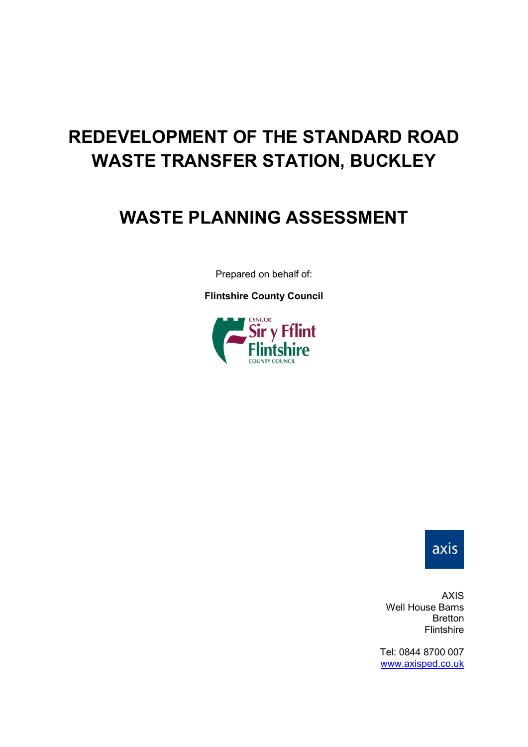# REDEVELOPMENT OF THE STANDARD ROAD WASTE TRANSFER STATION, BUCKLEY

# WASTE PLANNING ASSESSMENT

Prepared on behalf of:

**Flintshire County Council**

CYNGOR
Sir y Fflint
Flintshire
COUNTY COUNCIL

axis

AXIS
Well House Barns
Bretton
Flintshire

Tel: 0844 8700 007
www.axisped.co.uk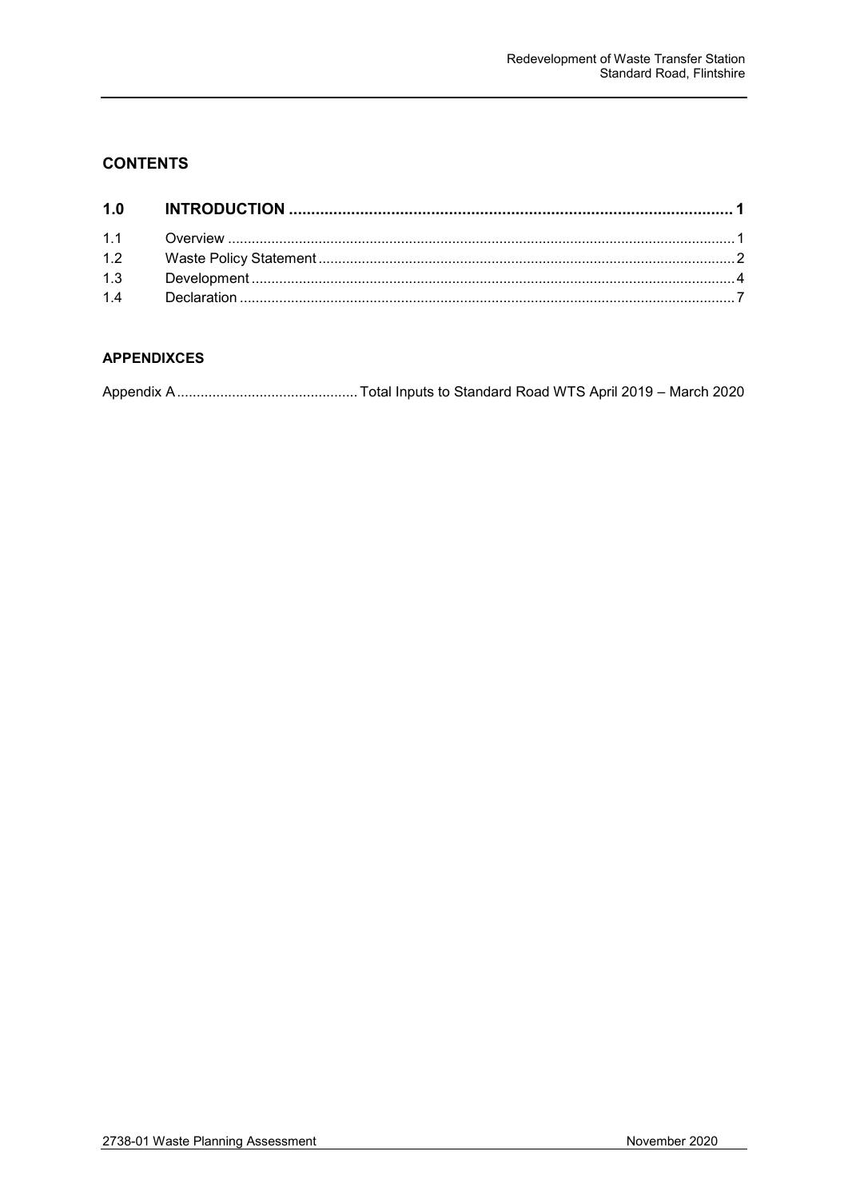## CONTENTS

| | | |
|---|---|---|
| **1.0** | **INTRODUCTION** | **1** |
| 1.1 | Overview | 1 |
| 1.2 | Waste Policy Statement | 2 |
| 1.3 | Development | 4 |
| 1.4 | Declaration | 7 |

### APPENDIXCES

| | |
|---|---|
| Appendix A | Total Inputs to Standard Road WTS April 2019 – March 2020 |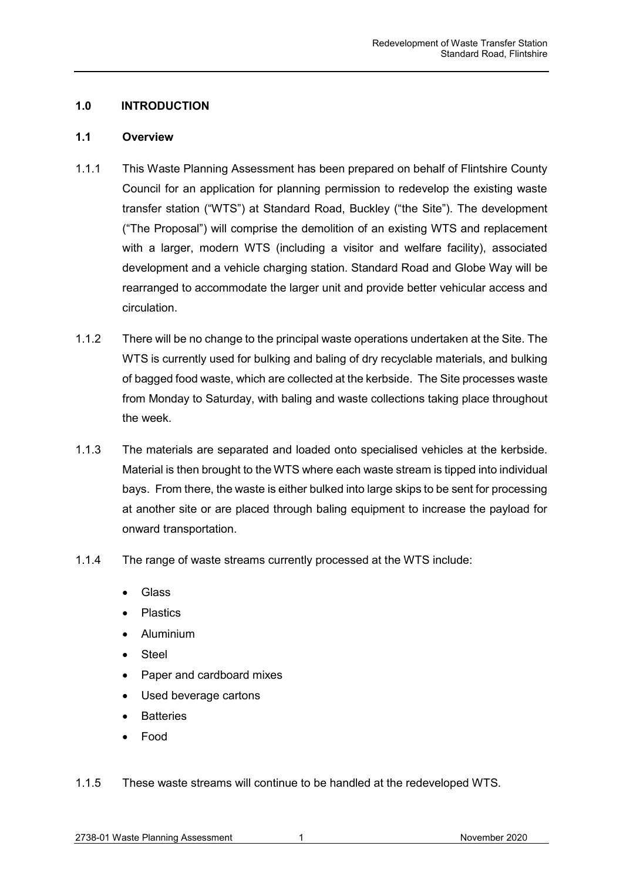## 1.0 INTRODUCTION

### 1.1 Overview

1.1.1 This Waste Planning Assessment has been prepared on behalf of Flintshire County Council for an application for planning permission to redevelop the existing waste transfer station ("WTS") at Standard Road, Buckley ("the Site"). The development ("The Proposal") will comprise the demolition of an existing WTS and replacement with a larger, modern WTS (including a visitor and welfare facility), associated development and a vehicle charging station. Standard Road and Globe Way will be rearranged to accommodate the larger unit and provide better vehicular access and circulation.

1.1.2 There will be no change to the principal waste operations undertaken at the Site. The WTS is currently used for bulking and baling of dry recyclable materials, and bulking of bagged food waste, which are collected at the kerbside. The Site processes waste from Monday to Saturday, with baling and waste collections taking place throughout the week.

1.1.3 The materials are separated and loaded onto specialised vehicles at the kerbside. Material is then brought to the WTS where each waste stream is tipped into individual bays. From there, the waste is either bulked into large skips to be sent for processing at another site or are placed through baling equipment to increase the payload for onward transportation.

1.1.4 The range of waste streams currently processed at the WTS include:

- Glass
- Plastics
- Aluminium
- Steel
- Paper and cardboard mixes
- Used beverage cartons
- Batteries
- Food

1.1.5 These waste streams will continue to be handled at the redeveloped WTS.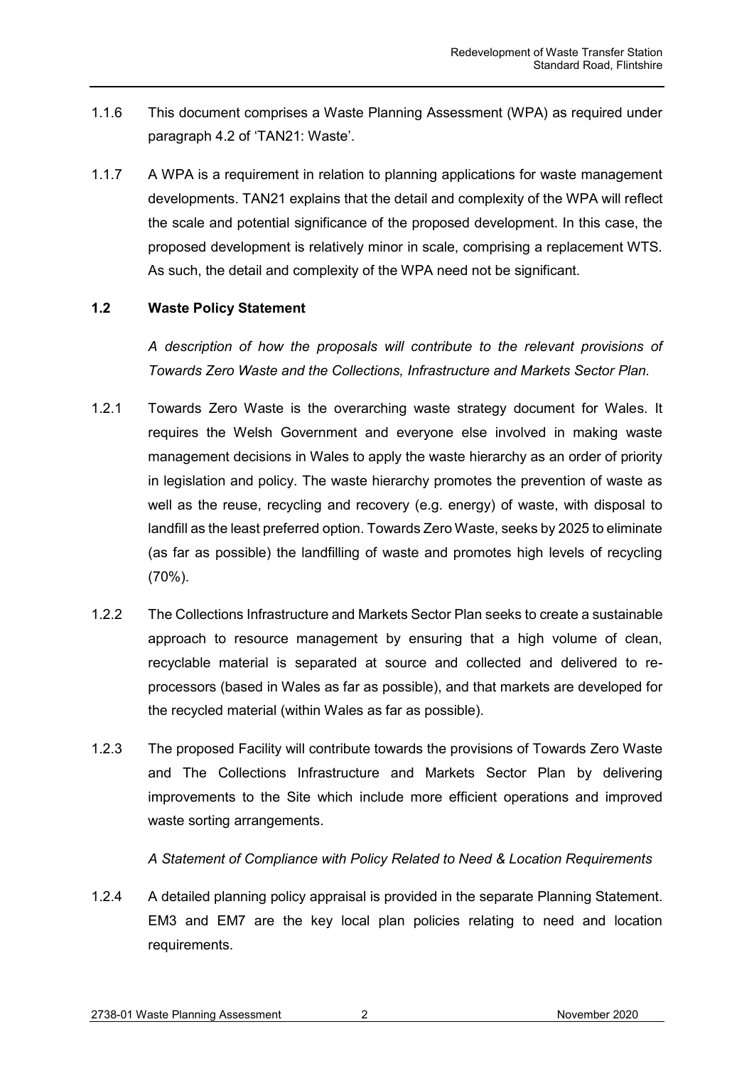1.1.6 This document comprises a Waste Planning Assessment (WPA) as required under paragraph 4.2 of 'TAN21: Waste'.

1.1.7 A WPA is a requirement in relation to planning applications for waste management developments. TAN21 explains that the detail and complexity of the WPA will reflect the scale and potential significance of the proposed development. In this case, the proposed development is relatively minor in scale, comprising a replacement WTS. As such, the detail and complexity of the WPA need not be significant.

## 1.2 Waste Policy Statement

*A description of how the proposals will contribute to the relevant provisions of Towards Zero Waste and the Collections, Infrastructure and Markets Sector Plan.*

1.2.1 Towards Zero Waste is the overarching waste strategy document for Wales. It requires the Welsh Government and everyone else involved in making waste management decisions in Wales to apply the waste hierarchy as an order of priority in legislation and policy. The waste hierarchy promotes the prevention of waste as well as the reuse, recycling and recovery (e.g. energy) of waste, with disposal to landfill as the least preferred option. Towards Zero Waste, seeks by 2025 to eliminate (as far as possible) the landfilling of waste and promotes high levels of recycling (70%).

1.2.2 The Collections Infrastructure and Markets Sector Plan seeks to create a sustainable approach to resource management by ensuring that a high volume of clean, recyclable material is separated at source and collected and delivered to re-processors (based in Wales as far as possible), and that markets are developed for the recycled material (within Wales as far as possible).

1.2.3 The proposed Facility will contribute towards the provisions of Towards Zero Waste and The Collections Infrastructure and Markets Sector Plan by delivering improvements to the Site which include more efficient operations and improved waste sorting arrangements.

*A Statement of Compliance with Policy Related to Need & Location Requirements*

1.2.4 A detailed planning policy appraisal is provided in the separate Planning Statement. EM3 and EM7 are the key local plan policies relating to need and location requirements.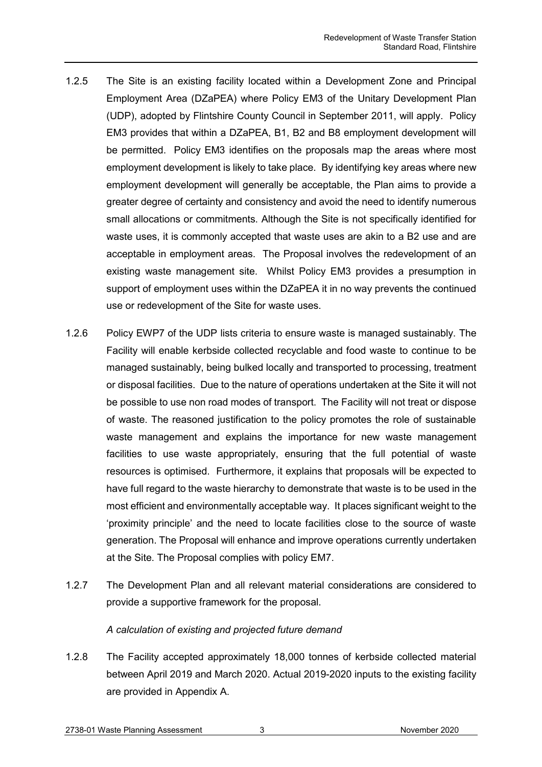1.2.5 The Site is an existing facility located within a Development Zone and Principal Employment Area (DZaPEA) where Policy EM3 of the Unitary Development Plan (UDP), adopted by Flintshire County Council in September 2011, will apply. Policy EM3 provides that within a DZaPEA, B1, B2 and B8 employment development will be permitted. Policy EM3 identifies on the proposals map the areas where most employment development is likely to take place. By identifying key areas where new employment development will generally be acceptable, the Plan aims to provide a greater degree of certainty and consistency and avoid the need to identify numerous small allocations or commitments. Although the Site is not specifically identified for waste uses, it is commonly accepted that waste uses are akin to a B2 use and are acceptable in employment areas. The Proposal involves the redevelopment of an existing waste management site. Whilst Policy EM3 provides a presumption in support of employment uses within the DZaPEA it in no way prevents the continued use or redevelopment of the Site for waste uses.

1.2.6 Policy EWP7 of the UDP lists criteria to ensure waste is managed sustainably. The Facility will enable kerbside collected recyclable and food waste to continue to be managed sustainably, being bulked locally and transported to processing, treatment or disposal facilities. Due to the nature of operations undertaken at the Site it will not be possible to use non road modes of transport. The Facility will not treat or dispose of waste. The reasoned justification to the policy promotes the role of sustainable waste management and explains the importance for new waste management facilities to use waste appropriately, ensuring that the full potential of waste resources is optimised. Furthermore, it explains that proposals will be expected to have full regard to the waste hierarchy to demonstrate that waste is to be used in the most efficient and environmentally acceptable way. It places significant weight to the 'proximity principle' and the need to locate facilities close to the source of waste generation. The Proposal will enhance and improve operations currently undertaken at the Site. The Proposal complies with policy EM7.

1.2.7 The Development Plan and all relevant material considerations are considered to provide a supportive framework for the proposal.

*A calculation of existing and projected future demand*

1.2.8 The Facility accepted approximately 18,000 tonnes of kerbside collected material between April 2019 and March 2020. Actual 2019-2020 inputs to the existing facility are provided in Appendix A.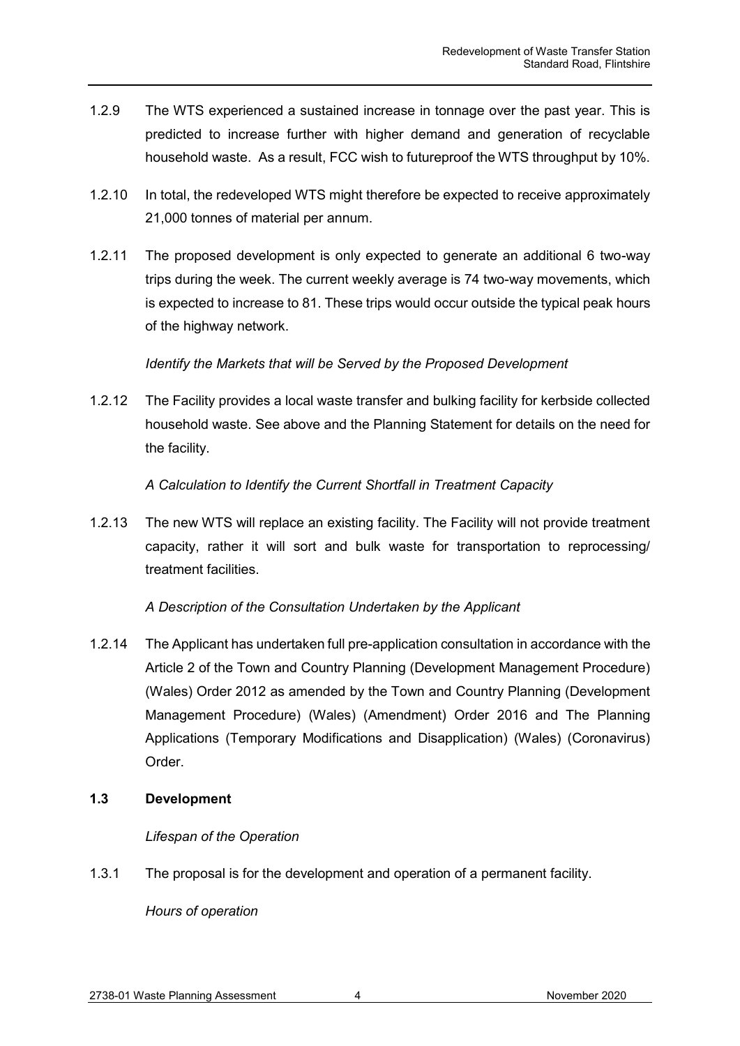1.2.9 The WTS experienced a sustained increase in tonnage over the past year. This is predicted to increase further with higher demand and generation of recyclable household waste. As a result, FCC wish to futureproof the WTS throughput by 10%.

1.2.10 In total, the redeveloped WTS might therefore be expected to receive approximately 21,000 tonnes of material per annum.

1.2.11 The proposed development is only expected to generate an additional 6 two-way trips during the week. The current weekly average is 74 two-way movements, which is expected to increase to 81. These trips would occur outside the typical peak hours of the highway network.

*Identify the Markets that will be Served by the Proposed Development*

1.2.12 The Facility provides a local waste transfer and bulking facility for kerbside collected household waste. See above and the Planning Statement for details on the need for the facility.

*A Calculation to Identify the Current Shortfall in Treatment Capacity*

1.2.13 The new WTS will replace an existing facility. The Facility will not provide treatment capacity, rather it will sort and bulk waste for transportation to reprocessing/ treatment facilities.

*A Description of the Consultation Undertaken by the Applicant*

1.2.14 The Applicant has undertaken full pre-application consultation in accordance with the Article 2 of the Town and Country Planning (Development Management Procedure) (Wales) Order 2012 as amended by the Town and Country Planning (Development Management Procedure) (Wales) (Amendment) Order 2016 and The Planning Applications (Temporary Modifications and Disapplication) (Wales) (Coronavirus) Order.

### 1.3 Development

*Lifespan of the Operation*

1.3.1 The proposal is for the development and operation of a permanent facility.

*Hours of operation*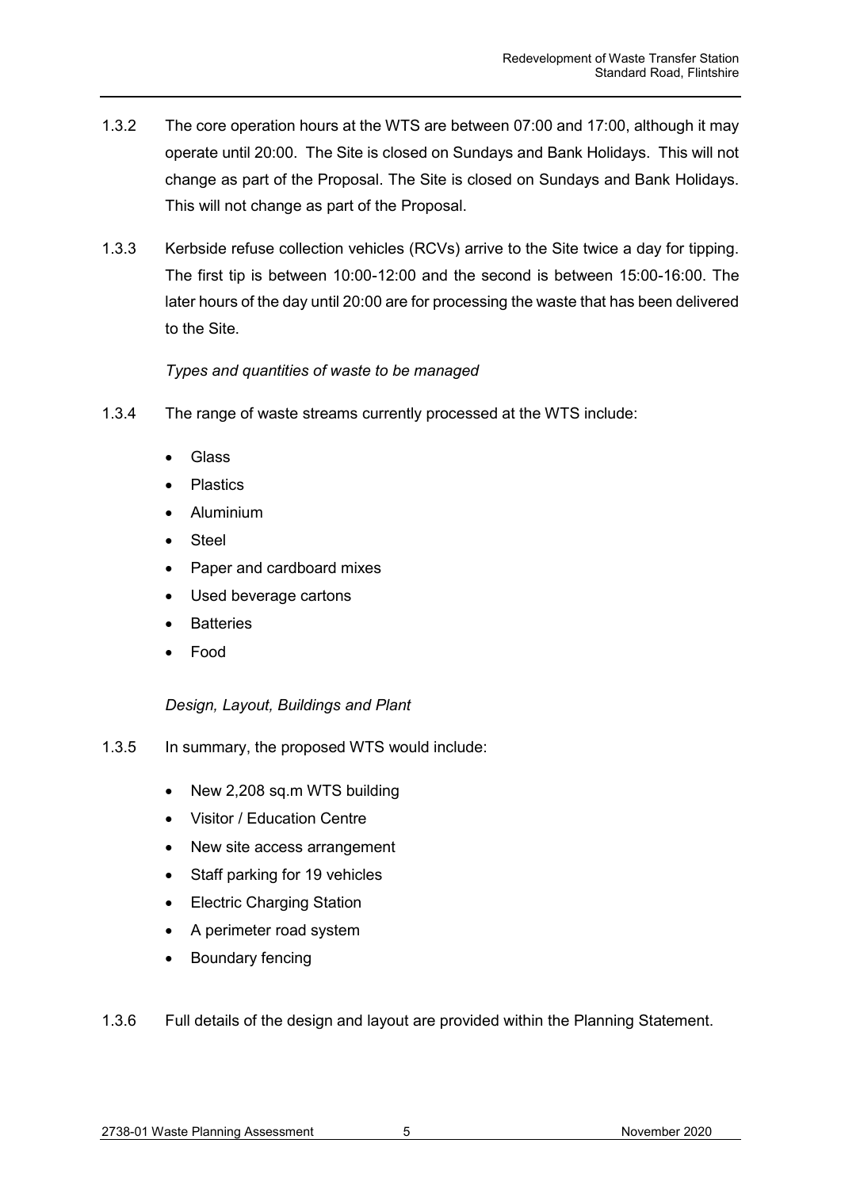1.3.2 The core operation hours at the WTS are between 07:00 and 17:00, although it may operate until 20:00. The Site is closed on Sundays and Bank Holidays. This will not change as part of the Proposal. The Site is closed on Sundays and Bank Holidays. This will not change as part of the Proposal.

1.3.3 Kerbside refuse collection vehicles (RCVs) arrive to the Site twice a day for tipping. The first tip is between 10:00-12:00 and the second is between 15:00-16:00. The later hours of the day until 20:00 are for processing the waste that has been delivered to the Site.

*Types and quantities of waste to be managed*

1.3.4 The range of waste streams currently processed at the WTS include:

- Glass
- Plastics
- Aluminium
- Steel
- Paper and cardboard mixes
- Used beverage cartons
- Batteries
- Food

*Design, Layout, Buildings and Plant*

1.3.5 In summary, the proposed WTS would include:

- New 2,208 sq.m WTS building
- Visitor / Education Centre
- New site access arrangement
- Staff parking for 19 vehicles
- Electric Charging Station
- A perimeter road system
- Boundary fencing

1.3.6 Full details of the design and layout are provided within the Planning Statement.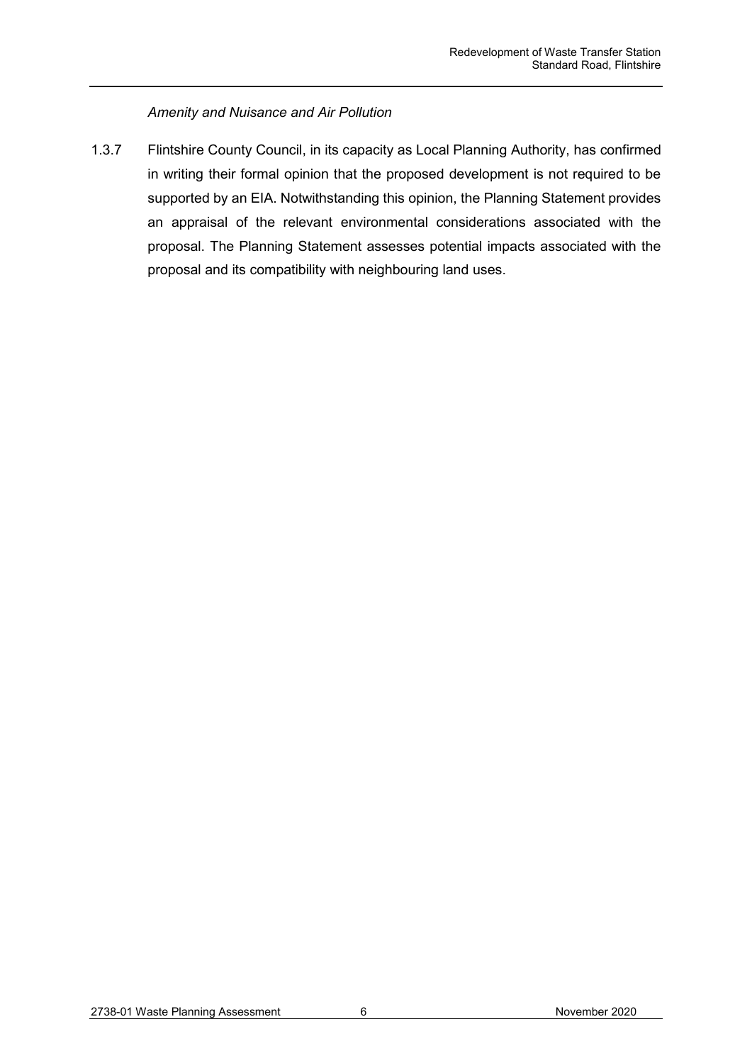*Amenity and Nuisance and Air Pollution*

1.3.7 Flintshire County Council, in its capacity as Local Planning Authority, has confirmed in writing their formal opinion that the proposed development is not required to be supported by an EIA. Notwithstanding this opinion, the Planning Statement provides an appraisal of the relevant environmental considerations associated with the proposal. The Planning Statement assesses potential impacts associated with the proposal and its compatibility with neighbouring land uses.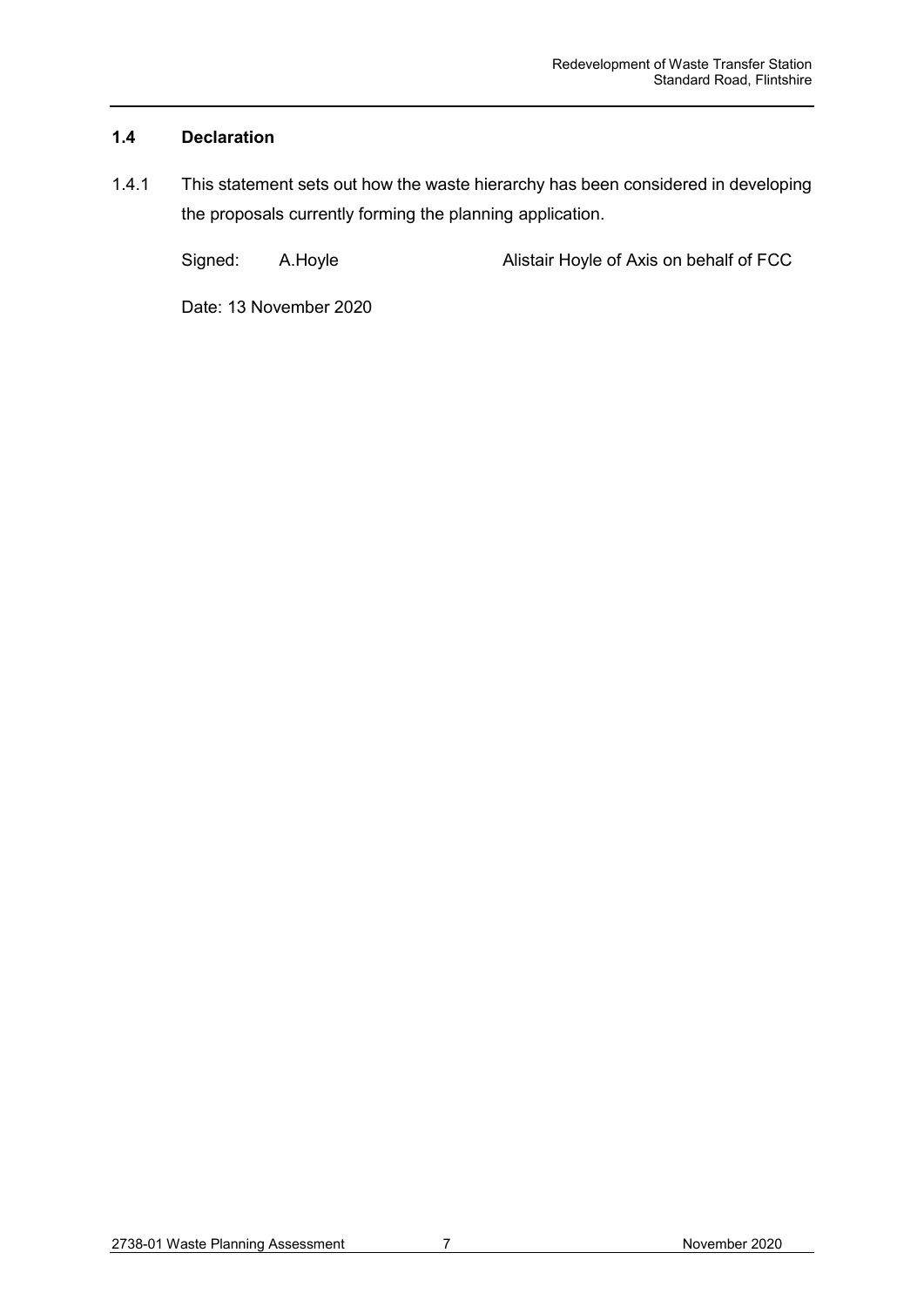## 1.4 Declaration

1.4.1 This statement sets out how the waste hierarchy has been considered in developing the proposals currently forming the planning application.

Signed: A.Hoyle Alistair Hoyle of Axis on behalf of FCC

Date: 13 November 2020